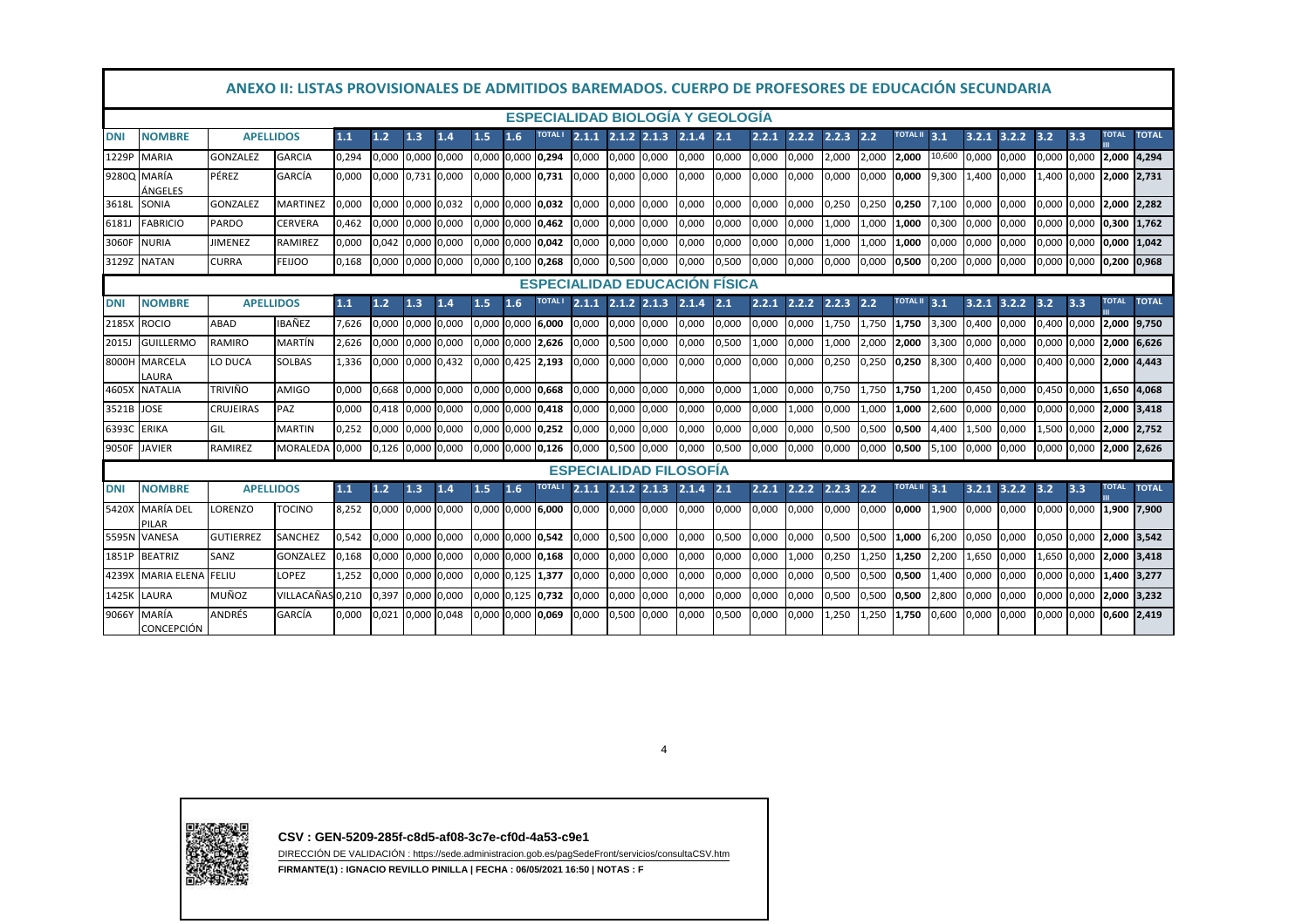## ANEXO II: LISTAS PROVISIONALES DE ADMITIDOS BAREMADOS. CUERPO DE PROFESORES DE EDUCACIÓN SECUNDARIA

### ESPECIALIDAD BIOLOGÍA Y GEOLOGÍA

| DNI | NOMBRE | APELLIDOS | | 1.1 | 1.2 | 1.3 | 1.4 | 1.5 | 1.6 | TOTAL I | 2.1.1 | 2.1.2 | 2.1.3 | 2.1.4 | 2.1 | 2.2.1 | 2.2.2 | 2.2.3 | 2.2 | TOTAL II | 3.1 | 3.2.1 | 3.2.2 | 3.2 | 3.3 | TOTAL III | TOTAL |
|---|---|---|---|---|---|---|---|---|---|---|---|---|---|---|---|---|---|---|---|---|---|---|---|---|---|---|---|
| 1229P | MARIA | GONZALEZ | GARCIA | 0,294 | 0,000 | 0,000 | 0,000 | 0,000 | 0,000 | 0,294 | 0,000 | 0,000 | 0,000 | 0,000 | 0,000 | 0,000 | 0,000 | 2,000 | 2,000 | 2,000 | 10,600 | 0,000 | 0,000 | 0,000 | 0,000 | 2,000 | 4,294 |
| 9280Q | MARÍA ÁNGELES | PÉREZ | GARCÍA | 0,000 | 0,000 | 0,731 | 0,000 | 0,000 | 0,000 | 0,731 | 0,000 | 0,000 | 0,000 | 0,000 | 0,000 | 0,000 | 0,000 | 0,000 | 0,000 | 0,000 | 9,300 | 1,400 | 0,000 | 1,400 | 0,000 | 2,000 | 2,731 |
| 3618L | SONIA | GONZALEZ | MARTINEZ | 0,000 | 0,000 | 0,000 | 0,032 | 0,000 | 0,000 | 0,032 | 0,000 | 0,000 | 0,000 | 0,000 | 0,000 | 0,000 | 0,000 | 0,250 | 0,250 | 0,250 | 7,100 | 0,000 | 0,000 | 0,000 | 0,000 | 2,000 | 2,282 |
| 6181J | FABRICIO | PARDO | CERVERA | 0,462 | 0,000 | 0,000 | 0,000 | 0,000 | 0,000 | 0,462 | 0,000 | 0,000 | 0,000 | 0,000 | 0,000 | 0,000 | 0,000 | 1,000 | 1,000 | 1,000 | 0,300 | 0,000 | 0,000 | 0,000 | 0,000 | 0,300 | 1,762 |
| 3060F | NURIA | JIMENEZ | RAMIREZ | 0,000 | 0,042 | 0,000 | 0,000 | 0,000 | 0,000 | 0,042 | 0,000 | 0,000 | 0,000 | 0,000 | 0,000 | 0,000 | 0,000 | 1,000 | 1,000 | 1,000 | 0,000 | 0,000 | 0,000 | 0,000 | 0,000 | 0,000 | 1,042 |
| 3129Z | NATAN | CURRA | FEIJOO | 0,168 | 0,000 | 0,000 | 0,000 | 0,000 | 0,100 | 0,268 | 0,000 | 0,500 | 0,000 | 0,000 | 0,500 | 0,000 | 0,000 | 0,000 | 0,000 | 0,500 | 0,200 | 0,000 | 0,000 | 0,000 | 0,000 | 0,200 | 0,968 |

### ESPECIALIDAD EDUCACIÓN FÍSICA

| DNI | NOMBRE | APELLIDOS | | 1.1 | 1.2 | 1.3 | 1.4 | 1.5 | 1.6 | TOTAL I | 2.1.1 | 2.1.2 | 2.1.3 | 2.1.4 | 2.1 | 2.2.1 | 2.2.2 | 2.2.3 | 2.2 | TOTAL II | 3.1 | 3.2.1 | 3.2.2 | 3.2 | 3.3 | TOTAL III | TOTAL |
|---|---|---|---|---|---|---|---|---|---|---|---|---|---|---|---|---|---|---|---|---|---|---|---|---|---|---|---|
| 2185X | ROCIO | ABAD | IBAÑEZ | 7,626 | 0,000 | 0,000 | 0,000 | 0,000 | 0,000 | 6,000 | 0,000 | 0,000 | 0,000 | 0,000 | 0,000 | 0,000 | 0,000 | 1,750 | 1,750 | 1,750 | 3,300 | 0,400 | 0,000 | 0,400 | 0,000 | 2,000 | 9,750 |
| 2015J | GUILLERMO | RAMIRO | MARTÍN | 2,626 | 0,000 | 0,000 | 0,000 | 0,000 | 0,000 | 2,626 | 0,000 | 0,500 | 0,000 | 0,000 | 0,500 | 1,000 | 0,000 | 1,000 | 2,000 | 2,000 | 3,300 | 0,000 | 0,000 | 0,000 | 0,000 | 2,000 | 6,626 |
| 8000H | MARCELA LAURA | LO DUCA | SOLBAS | 1,336 | 0,000 | 0,000 | 0,432 | 0,000 | 0,425 | 2,193 | 0,000 | 0,000 | 0,000 | 0,000 | 0,000 | 0,000 | 0,000 | 0,250 | 0,250 | 0,250 | 8,300 | 0,400 | 0,000 | 0,400 | 0,000 | 2,000 | 4,443 |
| 4605X | NATALIA | TRIVIÑO | AMIGO | 0,000 | 0,668 | 0,000 | 0,000 | 0,000 | 0,000 | 0,668 | 0,000 | 0,000 | 0,000 | 0,000 | 0,000 | 1,000 | 0,000 | 0,750 | 1,750 | 1,750 | 1,200 | 0,450 | 0,000 | 0,450 | 0,000 | 1,650 | 4,068 |
| 3521B | JOSE | CRUJEIRAS | PAZ | 0,000 | 0,418 | 0,000 | 0,000 | 0,000 | 0,000 | 0,418 | 0,000 | 0,000 | 0,000 | 0,000 | 0,000 | 0,000 | 1,000 | 0,000 | 1,000 | 1,000 | 2,600 | 0,000 | 0,000 | 0,000 | 0,000 | 2,000 | 3,418 |
| 6393C | ERIKA | GIL | MARTIN | 0,252 | 0,000 | 0,000 | 0,000 | 0,000 | 0,000 | 0,252 | 0,000 | 0,000 | 0,000 | 0,000 | 0,000 | 0,000 | 0,000 | 0,500 | 0,500 | 0,500 | 4,400 | 1,500 | 0,000 | 1,500 | 0,000 | 2,000 | 2,752 |
| 9050F | JAVIER | RAMIREZ | MORALEDA | 0,000 | 0,126 | 0,000 | 0,000 | 0,000 | 0,000 | 0,126 | 0,000 | 0,500 | 0,000 | 0,000 | 0,500 | 0,000 | 0,000 | 0,000 | 0,000 | 0,500 | 5,100 | 0,000 | 0,000 | 0,000 | 0,000 | 2,000 | 2,626 |

### ESPECIALIDAD FILOSOFÍA

| DNI | NOMBRE | APELLIDOS | | 1.1 | 1.2 | 1.3 | 1.4 | 1.5 | 1.6 | TOTAL I | 2.1.1 | 2.1.2 | 2.1.3 | 2.1.4 | 2.1 | 2.2.1 | 2.2.2 | 2.2.3 | 2.2 | TOTAL II | 3.1 | 3.2.1 | 3.2.2 | 3.2 | 3.3 | TOTAL III | TOTAL |
|---|---|---|---|---|---|---|---|---|---|---|---|---|---|---|---|---|---|---|---|---|---|---|---|---|---|---|---|
| 5420X | MARÍA DEL PILAR | LORENZO | TOCINO | 8,252 | 0,000 | 0,000 | 0,000 | 0,000 | 0,000 | 6,000 | 0,000 | 0,000 | 0,000 | 0,000 | 0,000 | 0,000 | 0,000 | 0,000 | 0,000 | 0,000 | 1,900 | 0,000 | 0,000 | 0,000 | 0,000 | 1,900 | 7,900 |
| 5595N | VANESA | GUTIERREZ | SANCHEZ | 0,542 | 0,000 | 0,000 | 0,000 | 0,000 | 0,000 | 0,542 | 0,000 | 0,500 | 0,000 | 0,000 | 0,500 | 0,000 | 0,000 | 0,500 | 0,500 | 1,000 | 6,200 | 0,050 | 0,000 | 0,050 | 0,000 | 2,000 | 3,542 |
| 1851P | BEATRIZ | SANZ | GONZALEZ | 0,168 | 0,000 | 0,000 | 0,000 | 0,000 | 0,000 | 0,168 | 0,000 | 0,000 | 0,000 | 0,000 | 0,000 | 0,000 | 1,000 | 0,250 | 1,250 | 1,250 | 2,200 | 1,650 | 0,000 | 1,650 | 0,000 | 2,000 | 3,418 |
| 4239X | MARIA ELENA | FELIU | LOPEZ | 1,252 | 0,000 | 0,000 | 0,000 | 0,000 | 0,125 | 1,377 | 0,000 | 0,000 | 0,000 | 0,000 | 0,000 | 0,000 | 0,000 | 0,500 | 0,500 | 0,500 | 1,400 | 0,000 | 0,000 | 0,000 | 0,000 | 1,400 | 3,277 |
| 1425K | LAURA | MUÑOZ | VILLACAÑAS | 0,210 | 0,397 | 0,000 | 0,000 | 0,000 | 0,125 | 0,732 | 0,000 | 0,000 | 0,000 | 0,000 | 0,000 | 0,000 | 0,000 | 0,500 | 0,500 | 0,500 | 2,800 | 0,000 | 0,000 | 0,000 | 0,000 | 2,000 | 3,232 |
| 9066Y | MARÍA CONCEPCIÓN | ANDRÉS | GARCÍA | 0,000 | 0,021 | 0,000 | 0,048 | 0,000 | 0,000 | 0,069 | 0,000 | 0,500 | 0,000 | 0,000 | 0,500 | 0,000 | 0,000 | 1,250 | 1,250 | 1,750 | 0,600 | 0,000 | 0,000 | 0,000 | 0,000 | 0,600 | 2,419 |

**CSV : GEN-5209-285f-c8d5-af08-3c7e-cf0d-4a53-c9e1**

DIRECCIÓN DE VALIDACIÓN : https://sede.administracion.gob.es/pagSedeFront/servicios/consultaCSV.htm

**FIRMANTE(1) : IGNACIO REVILLO PINILLA | FECHA : 06/05/2021 16:50 | NOTAS : F**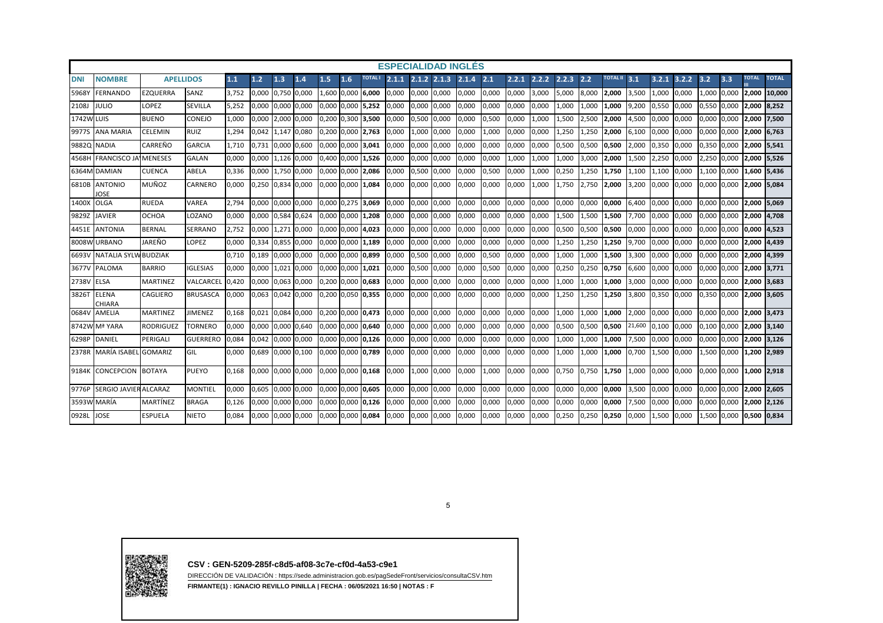## ESPECIALIDAD INGLÉS

| DNI | NOMBRE | APELLIDOS | | 1.1 | 1.2 | 1.3 | 1.4 | 1.5 | 1.6 | TOTAL I | 2.1.1 | 2.1.2 | 2.1.3 | 2.1.4 | 2.1 | 2.2.1 | 2.2.2 | 2.2.3 | 2.2 | TOTAL II | 3.1 | 3.2.1 | 3.2.2 | 3.2 | 3.3 | TOTAL III | TOTAL |
|---|---|---|---|---|---|---|---|---|---|---|---|---|---|---|---|---|---|---|---|---|---|---|---|---|---|---|---|
| 5968Y | FERNANDO | EZQUERRA | SANZ | 3,752 | 0,000 | 0,750 | 0,000 | 1,600 | 0,000 | **6,000** | 0,000 | 0,000 | 0,000 | 0,000 | 0,000 | 0,000 | 3,000 | 5,000 | 8,000 | **2,000** | 3,500 | 1,000 | 0,000 | 1,000 | 0,000 | **2,000** | **10,000** |
| 2108J | JULIO | LOPEZ | SEVILLA | 5,252 | 0,000 | 0,000 | 0,000 | 0,000 | 0,000 | **5,252** | 0,000 | 0,000 | 0,000 | 0,000 | 0,000 | 0,000 | 0,000 | 1,000 | 1,000 | **1,000** | 9,200 | 0,550 | 0,000 | 0,550 | 0,000 | **2,000** | **8,252** |
| 1742W | LUIS | BUENO | CONEJO | 1,000 | 0,000 | 2,000 | 0,000 | 0,200 | 0,300 | **3,500** | 0,000 | 0,500 | 0,000 | 0,000 | 0,500 | 0,000 | 1,000 | 1,500 | 2,500 | **2,000** | 4,500 | 0,000 | 0,000 | 0,000 | 0,000 | **2,000** | **7,500** |
| 9977S | ANA MARIA | CELEMIN | RUIZ | 1,294 | 0,042 | 1,147 | 0,080 | 0,200 | 0,000 | **2,763** | 0,000 | 1,000 | 0,000 | 0,000 | 1,000 | 0,000 | 0,000 | 1,250 | 1,250 | **2,000** | 6,100 | 0,000 | 0,000 | 0,000 | 0,000 | **2,000** | **6,763** |
| 9882Q | NADIA | CARREÑO | GARCIA | 1,710 | 0,731 | 0,000 | 0,600 | 0,000 | 0,000 | **3,041** | 0,000 | 0,000 | 0,000 | 0,000 | 0,000 | 0,000 | 0,000 | 0,500 | 0,500 | **0,500** | 2,000 | 0,350 | 0,000 | 0,350 | 0,000 | **2,000** | **5,541** |
| 4568H | FRANCISCO JA | MENESES | GALAN | 0,000 | 0,000 | 1,126 | 0,000 | 0,400 | 0,000 | **1,526** | 0,000 | 0,000 | 0,000 | 0,000 | 0,000 | 1,000 | 1,000 | 1,000 | 3,000 | **2,000** | 1,500 | 2,250 | 0,000 | 2,250 | 0,000 | **2,000** | **5,526** |
| 6364M | DAMIAN | CUENCA | ABELA | 0,336 | 0,000 | 1,750 | 0,000 | 0,000 | 0,000 | **2,086** | 0,000 | 0,500 | 0,000 | 0,000 | 0,500 | 0,000 | 1,000 | 0,250 | 1,250 | **1,750** | 1,100 | 1,100 | 0,000 | 1,100 | 0,000 | **1,600** | **5,436** |
| 6810B | ANTONIO JOSE | MUÑOZ | CARNERO | 0,000 | 0,250 | 0,834 | 0,000 | 0,000 | 0,000 | **1,084** | 0,000 | 0,000 | 0,000 | 0,000 | 0,000 | 0,000 | 1,000 | 1,750 | 2,750 | **2,000** | 3,200 | 0,000 | 0,000 | 0,000 | 0,000 | **2,000** | **5,084** |
| 1400X | OLGA | RUEDA | VAREA | 2,794 | 0,000 | 0,000 | 0,000 | 0,000 | 0,275 | **3,069** | 0,000 | 0,000 | 0,000 | 0,000 | 0,000 | 0,000 | 0,000 | 0,000 | 0,000 | **0,000** | 6,400 | 0,000 | 0,000 | 0,000 | 0,000 | **2,000** | **5,069** |
| 9829Z | JAVIER | OCHOA | LOZANO | 0,000 | 0,000 | 0,584 | 0,624 | 0,000 | 0,000 | **1,208** | 0,000 | 0,000 | 0,000 | 0,000 | 0,000 | 0,000 | 0,000 | 1,500 | 1,500 | **1,500** | 7,700 | 0,000 | 0,000 | 0,000 | 0,000 | **2,000** | **4,708** |
| 4451E | ANTONIA | BERNAL | SERRANO | 2,752 | 0,000 | 1,271 | 0,000 | 0,000 | 0,000 | **4,023** | 0,000 | 0,000 | 0,000 | 0,000 | 0,000 | 0,000 | 0,000 | 0,500 | 0,500 | **0,500** | 0,000 | 0,000 | 0,000 | 0,000 | 0,000 | **0,000** | **4,523** |
| 8008W | URBANO | JAREÑO | LOPEZ | 0,000 | 0,334 | 0,855 | 0,000 | 0,000 | 0,000 | **1,189** | 0,000 | 0,000 | 0,000 | 0,000 | 0,000 | 0,000 | 0,000 | 1,250 | 1,250 | **1,250** | 9,700 | 0,000 | 0,000 | 0,000 | 0,000 | **2,000** | **4,439** |
| 6693V | NATALIA SYLW | BUDZIAK | | 0,710 | 0,189 | 0,000 | 0,000 | 0,000 | 0,000 | **0,899** | 0,000 | 0,500 | 0,000 | 0,000 | 0,500 | 0,000 | 0,000 | 1,000 | 1,000 | **1,500** | 3,300 | 0,000 | 0,000 | 0,000 | 0,000 | **2,000** | **4,399** |
| 3677V | PALOMA | BARRIO | IGLESIAS | 0,000 | 0,000 | 1,021 | 0,000 | 0,000 | 0,000 | **1,021** | 0,000 | 0,500 | 0,000 | 0,000 | 0,500 | 0,000 | 0,000 | 0,250 | 0,250 | **0,750** | 6,600 | 0,000 | 0,000 | 0,000 | 0,000 | **2,000** | **3,771** |
| 2738V | ELSA | MARTINEZ | VALCARCEL | 0,420 | 0,000 | 0,063 | 0,000 | 0,200 | 0,000 | **0,683** | 0,000 | 0,000 | 0,000 | 0,000 | 0,000 | 0,000 | 0,000 | 1,000 | 1,000 | **1,000** | 3,000 | 0,000 | 0,000 | 0,000 | 0,000 | **2,000** | **3,683** |
| 3826T | ELENA CHIARA | CAGLIERO | BRUSASCA | 0,000 | 0,063 | 0,042 | 0,000 | 0,200 | 0,050 | **0,355** | 0,000 | 0,000 | 0,000 | 0,000 | 0,000 | 0,000 | 0,000 | 1,250 | 1,250 | **1,250** | 3,800 | 0,350 | 0,000 | 0,350 | 0,000 | **2,000** | **3,605** |
| 0684V | AMELIA | MARTINEZ | JIMENEZ | 0,168 | 0,021 | 0,084 | 0,000 | 0,200 | 0,000 | **0,473** | 0,000 | 0,000 | 0,000 | 0,000 | 0,000 | 0,000 | 0,000 | 1,000 | 1,000 | **1,000** | 2,000 | 0,000 | 0,000 | 0,000 | 0,000 | **2,000** | **3,473** |
| 8742W | Mª YARA | RODRIGUEZ | TORNERO | 0,000 | 0,000 | 0,000 | 0,640 | 0,000 | 0,000 | **0,640** | 0,000 | 0,000 | 0,000 | 0,000 | 0,000 | 0,000 | 0,000 | 0,500 | 0,500 | **0,500** | 21,600 | 0,100 | 0,000 | 0,100 | 0,000 | **2,000** | **3,140** |
| 6298P | DANIEL | PERIGALI | GUERRERO | 0,084 | 0,042 | 0,000 | 0,000 | 0,000 | 0,000 | **0,126** | 0,000 | 0,000 | 0,000 | 0,000 | 0,000 | 0,000 | 0,000 | 1,000 | 1,000 | **1,000** | 7,500 | 0,000 | 0,000 | 0,000 | 0,000 | **2,000** | **3,126** |
| 2378R | MARÍA ISABEL | GOMARIZ | GIL | 0,000 | 0,689 | 0,000 | 0,100 | 0,000 | 0,000 | **0,789** | 0,000 | 0,000 | 0,000 | 0,000 | 0,000 | 0,000 | 0,000 | 1,000 | 1,000 | **1,000** | 0,700 | 1,500 | 0,000 | 1,500 | 0,000 | **1,200** | **2,989** |
| 9184K | CONCEPCION | BOTAYA | PUEYO | 0,168 | 0,000 | 0,000 | 0,000 | 0,000 | 0,000 | **0,168** | 0,000 | 1,000 | 0,000 | 0,000 | 1,000 | 0,000 | 0,000 | 0,750 | 0,750 | **1,750** | 1,000 | 0,000 | 0,000 | 0,000 | 0,000 | **1,000** | **2,918** |
| 9776P | SERGIO JAVIER | ALCARAZ | MONTIEL | 0,000 | 0,605 | 0,000 | 0,000 | 0,000 | 0,000 | **0,605** | 0,000 | 0,000 | 0,000 | 0,000 | 0,000 | 0,000 | 0,000 | 0,000 | 0,000 | **0,000** | 3,500 | 0,000 | 0,000 | 0,000 | 0,000 | **2,000** | **2,605** |
| 3593W | MARÍA | MARTÍNEZ | BRAGA | 0,126 | 0,000 | 0,000 | 0,000 | 0,000 | 0,000 | **0,126** | 0,000 | 0,000 | 0,000 | 0,000 | 0,000 | 0,000 | 0,000 | 0,000 | 0,000 | **0,000** | 7,500 | 0,000 | 0,000 | 0,000 | 0,000 | **2,000** | **2,126** |
| 0928L | JOSE | ESPUELA | NIETO | 0,084 | 0,000 | 0,000 | 0,000 | 0,000 | 0,000 | **0,084** | 0,000 | 0,000 | 0,000 | 0,000 | 0,000 | 0,000 | 0,000 | 0,250 | 0,250 | **0,250** | 0,000 | 1,500 | 0,000 | 1,500 | 0,000 | **0,500** | **0,834** |

**CSV : GEN-5209-285f-c8d5-af08-3c7e-cf0d-4a53-c9e1**

DIRECCIÓN DE VALIDACIÓN : https://sede.administracion.gob.es/pagSedeFront/servicios/consultaCSV.htm

**FIRMANTE(1) : IGNACIO REVILLO PINILLA | FECHA : 06/05/2021 16:50 | NOTAS : F**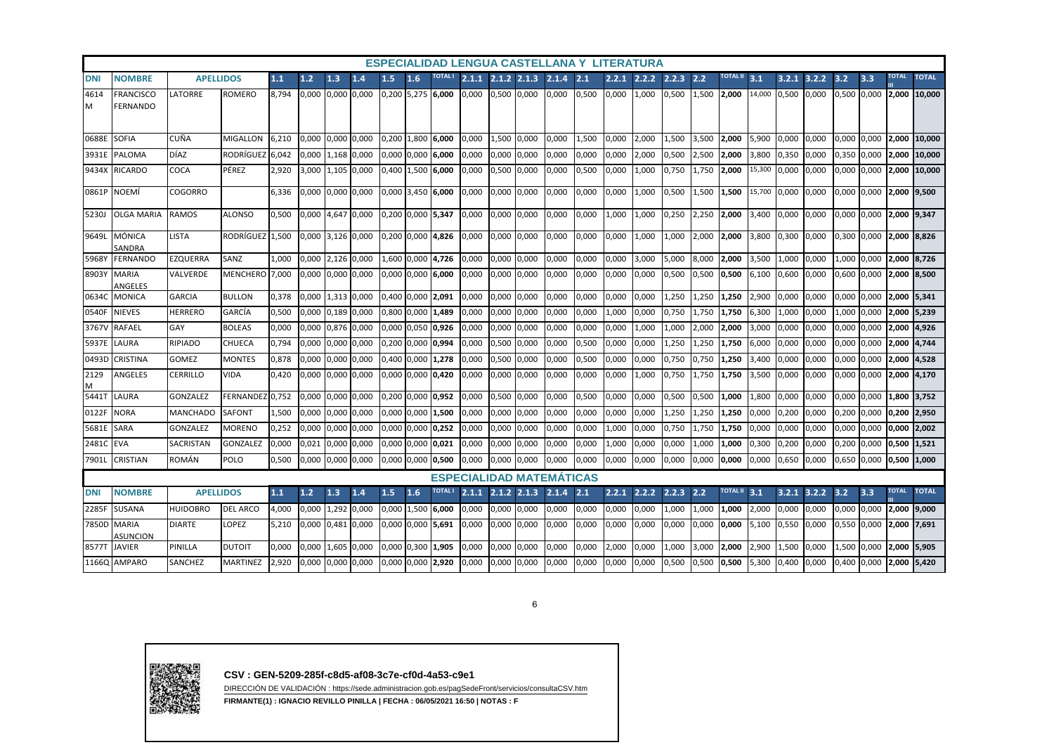## ESPECIALIDAD LENGUA CASTELLANA Y LITERATURA

| DNI | NOMBRE | APELLIDOS | | 1.1 | 1.2 | 1.3 | 1.4 | 1.5 | 1.6 | TOTAL I | 2.1.1 | 2.1.2 | 2.1.3 | 2.1.4 | 2.1 | 2.2.1 | 2.2.2 | 2.2.3 | 2.2 | TOTAL II | 3.1 | 3.2.1 | 3.2.2 | 3.2 | 3.3 | TOTAL III | TOTAL |
|---|---|---|---|---|---|---|---|---|---|---|---|---|---|---|---|---|---|---|---|---|---|---|---|---|---|---|---|
| 4614 M | FRANCISCO FERNANDO | LATORRE | ROMERO | 8,794 | 0,000 | 0,000 | 0,000 | 0,200 | 5,275 | **6,000** | 0,000 | 0,500 | 0,000 | 0,000 | 0,500 | 0,000 | 1,000 | 0,500 | 1,500 | **2,000** | 14,000 | 0,500 | 0,000 | 0,500 | 0,000 | **2,000** | **10,000** |
| 0688E | SOFIA | CUÑA | MIGALLON | 6,210 | 0,000 | 0,000 | 0,000 | 0,200 | 1,800 | **6,000** | 0,000 | 1,500 | 0,000 | 0,000 | 1,500 | 0,000 | 2,000 | 1,500 | 3,500 | **2,000** | 5,900 | 0,000 | 0,000 | 0,000 | 0,000 | **2,000** | **10,000** |
| 3931E | PALOMA | DÍAZ | RODRÍGUEZ | 6,042 | 0,000 | 1,168 | 0,000 | 0,000 | 0,000 | **6,000** | 0,000 | 0,000 | 0,000 | 0,000 | 0,000 | 0,000 | 2,000 | 0,500 | 2,500 | **2,000** | 3,800 | 0,350 | 0,000 | 0,350 | 0,000 | **2,000** | **10,000** |
| 9434X | RICARDO | COCA | PÉREZ | 2,920 | 3,000 | 1,105 | 0,000 | 0,400 | 1,500 | **6,000** | 0,000 | 0,500 | 0,000 | 0,000 | 0,500 | 0,000 | 1,000 | 0,750 | 1,750 | **2,000** | 15,300 | 0,000 | 0,000 | 0,000 | 0,000 | **2,000** | **10,000** |
| 0861P | NOEMÍ | COGORRO | | 6,336 | 0,000 | 0,000 | 0,000 | 0,000 | 3,450 | **6,000** | 0,000 | 0,000 | 0,000 | 0,000 | 0,000 | 0,000 | 1,000 | 0,500 | 1,500 | **1,500** | 15,700 | 0,000 | 0,000 | 0,000 | 0,000 | **2,000** | **9,500** |
| 5230J | OLGA MARIA | RAMOS | ALONSO | 0,500 | 0,000 | 4,647 | 0,000 | 0,200 | 0,000 | **5,347** | 0,000 | 0,000 | 0,000 | 0,000 | 0,000 | 1,000 | 1,000 | 0,250 | 2,250 | **2,000** | 3,400 | 0,000 | 0,000 | 0,000 | 0,000 | **2,000** | **9,347** |
| 9649L | MÓNICA SANDRA | LISTA | RODRÍGUEZ | 1,500 | 0,000 | 3,126 | 0,000 | 0,200 | 0,000 | **4,826** | 0,000 | 0,000 | 0,000 | 0,000 | 0,000 | 0,000 | 1,000 | 1,000 | 2,000 | **2,000** | 3,800 | 0,300 | 0,000 | 0,300 | 0,000 | **2,000** | **8,826** |
| 5968Y | FERNANDO | EZQUERRA | SANZ | 1,000 | 0,000 | 2,126 | 0,000 | 1,600 | 0,000 | **4,726** | 0,000 | 0,000 | 0,000 | 0,000 | 0,000 | 0,000 | 3,000 | 5,000 | 8,000 | **2,000** | 3,500 | 1,000 | 0,000 | 1,000 | 0,000 | **2,000** | **8,726** |
| 8903Y | MARIA ANGELES | VALVERDE | MENCHERO | 7,000 | 0,000 | 0,000 | 0,000 | 0,000 | 0,000 | **6,000** | 0,000 | 0,000 | 0,000 | 0,000 | 0,000 | 0,000 | 0,000 | 0,500 | 0,500 | **0,500** | 6,100 | 0,600 | 0,000 | 0,600 | 0,000 | **2,000** | **8,500** |
| 0634C | MONICA | GARCIA | BULLON | 0,378 | 0,000 | 1,313 | 0,000 | 0,400 | 0,000 | **2,091** | 0,000 | 0,000 | 0,000 | 0,000 | 0,000 | 0,000 | 0,000 | 1,250 | 1,250 | **1,250** | 2,900 | 0,000 | 0,000 | 0,000 | 0,000 | **2,000** | **5,341** |
| 0540F | NIEVES | HERRERO | GARCÍA | 0,500 | 0,000 | 0,189 | 0,000 | 0,800 | 0,000 | **1,489** | 0,000 | 0,000 | 0,000 | 0,000 | 0,000 | 1,000 | 0,000 | 0,750 | 1,750 | **1,750** | 6,300 | 1,000 | 0,000 | 1,000 | 0,000 | **2,000** | **5,239** |
| 3767V | RAFAEL | GAY | BOLEAS | 0,000 | 0,000 | 0,876 | 0,000 | 0,000 | 0,050 | **0,926** | 0,000 | 0,000 | 0,000 | 0,000 | 0,000 | 0,000 | 1,000 | 1,000 | 2,000 | **2,000** | 3,000 | 0,000 | 0,000 | 0,000 | 0,000 | **2,000** | **4,926** |
| 5937E | LAURA | RIPIADO | CHUECA | 0,794 | 0,000 | 0,000 | 0,000 | 0,200 | 0,000 | **0,994** | 0,000 | 0,500 | 0,000 | 0,000 | 0,500 | 0,000 | 0,000 | 1,250 | 1,250 | **1,750** | 6,000 | 0,000 | 0,000 | 0,000 | 0,000 | **2,000** | **4,744** |
| 0493D | CRISTINA | GOMEZ | MONTES | 0,878 | 0,000 | 0,000 | 0,000 | 0,400 | 0,000 | **1,278** | 0,000 | 0,500 | 0,000 | 0,000 | 0,500 | 0,000 | 0,000 | 0,750 | 0,750 | **1,250** | 3,400 | 0,000 | 0,000 | 0,000 | 0,000 | **2,000** | **4,528** |
| 2129 M | ANGELES | CERRILLO | VIDA | 0,420 | 0,000 | 0,000 | 0,000 | 0,000 | 0,000 | **0,420** | 0,000 | 0,000 | 0,000 | 0,000 | 0,000 | 0,000 | 1,000 | 0,750 | 1,750 | **1,750** | 3,500 | 0,000 | 0,000 | 0,000 | 0,000 | **2,000** | **4,170** |
| 5441T | LAURA | GONZALEZ | FERNANDEZ | 0,752 | 0,000 | 0,000 | 0,000 | 0,200 | 0,000 | **0,952** | 0,000 | 0,500 | 0,000 | 0,000 | 0,500 | 0,000 | 0,000 | 0,500 | 0,500 | **1,000** | 1,800 | 0,000 | 0,000 | 0,000 | 0,000 | **1,800** | **3,752** |
| 0122F | NORA | MANCHADO | SAFONT | 1,500 | 0,000 | 0,000 | 0,000 | 0,000 | 0,000 | **1,500** | 0,000 | 0,000 | 0,000 | 0,000 | 0,000 | 0,000 | 0,000 | 1,250 | 1,250 | **1,250** | 0,000 | 0,200 | 0,000 | 0,200 | 0,000 | **0,200** | **2,950** |
| 5681E | SARA | GONZALEZ | MORENO | 0,252 | 0,000 | 0,000 | 0,000 | 0,000 | 0,000 | **0,252** | 0,000 | 0,000 | 0,000 | 0,000 | 0,000 | 1,000 | 0,000 | 0,750 | 1,750 | **1,750** | 0,000 | 0,000 | 0,000 | 0,000 | 0,000 | **0,000** | **2,002** |
| 2481C | EVA | SACRISTAN | GONZALEZ | 0,000 | 0,021 | 0,000 | 0,000 | 0,000 | 0,000 | **0,021** | 0,000 | 0,000 | 0,000 | 0,000 | 0,000 | 1,000 | 0,000 | 0,000 | 1,000 | **1,000** | 0,300 | 0,200 | 0,000 | 0,200 | 0,000 | **0,500** | **1,521** |
| 7901L | CRISTIAN | ROMÁN | POLO | 0,500 | 0,000 | 0,000 | 0,000 | 0,000 | 0,000 | **0,500** | 0,000 | 0,000 | 0,000 | 0,000 | 0,000 | 0,000 | 0,000 | 0,000 | 0,000 | **0,000** | 0,000 | 0,650 | 0,000 | 0,650 | 0,000 | **0,500** | **1,000** |

## ESPECIALIDAD MATEMÁTICAS

| DNI | NOMBRE | APELLIDOS | | 1.1 | 1.2 | 1.3 | 1.4 | 1.5 | 1.6 | TOTAL I | 2.1.1 | 2.1.2 | 2.1.3 | 2.1.4 | 2.1 | 2.2.1 | 2.2.2 | 2.2.3 | 2.2 | TOTAL II | 3.1 | 3.2.1 | 3.2.2 | 3.2 | 3.3 | TOTAL III | TOTAL |
|---|---|---|---|---|---|---|---|---|---|---|---|---|---|---|---|---|---|---|---|---|---|---|---|---|---|---|---|
| 2285F | SUSANA | HUIDOBRO | DEL ARCO | 4,000 | 0,000 | 1,292 | 0,000 | 0,000 | 1,500 | **6,000** | 0,000 | 0,000 | 0,000 | 0,000 | 0,000 | 0,000 | 0,000 | 1,000 | 1,000 | **1,000** | 2,000 | 0,000 | 0,000 | 0,000 | 0,000 | **2,000** | **9,000** |
| 7850D | MARIA ASUNCION | DIARTE | LOPEZ | 5,210 | 0,000 | 0,481 | 0,000 | 0,000 | 0,000 | **5,691** | 0,000 | 0,000 | 0,000 | 0,000 | 0,000 | 0,000 | 0,000 | 0,000 | 0,000 | **0,000** | 5,100 | 0,550 | 0,000 | 0,550 | 0,000 | **2,000** | **7,691** |
| 8577T | JAVIER | PINILLA | DUTOIT | 0,000 | 0,000 | 1,605 | 0,000 | 0,000 | 0,300 | **1,905** | 0,000 | 0,000 | 0,000 | 0,000 | 0,000 | 2,000 | 0,000 | 1,000 | 3,000 | **2,000** | 2,900 | 1,500 | 0,000 | 1,500 | 0,000 | **2,000** | **5,905** |
| 1166Q | AMPARO | SANCHEZ | MARTINEZ | 2,920 | 0,000 | 0,000 | 0,000 | 0,000 | 0,000 | **2,920** | 0,000 | 0,000 | 0,000 | 0,000 | 0,000 | 0,000 | 0,000 | 0,500 | 0,500 | **0,500** | 5,300 | 0,400 | 0,000 | 0,400 | 0,000 | **2,000** | **5,420** |

**CSV : GEN-5209-285f-c8d5-af08-3c7e-cf0d-4a53-c9e1**

DIRECCIÓN DE VALIDACIÓN : https://sede.administracion.gob.es/pagSedeFront/servicios/consultaCSV.htm

**FIRMANTE(1) : IGNACIO REVILLO PINILLA | FECHA : 06/05/2021 16:50 | NOTAS : F**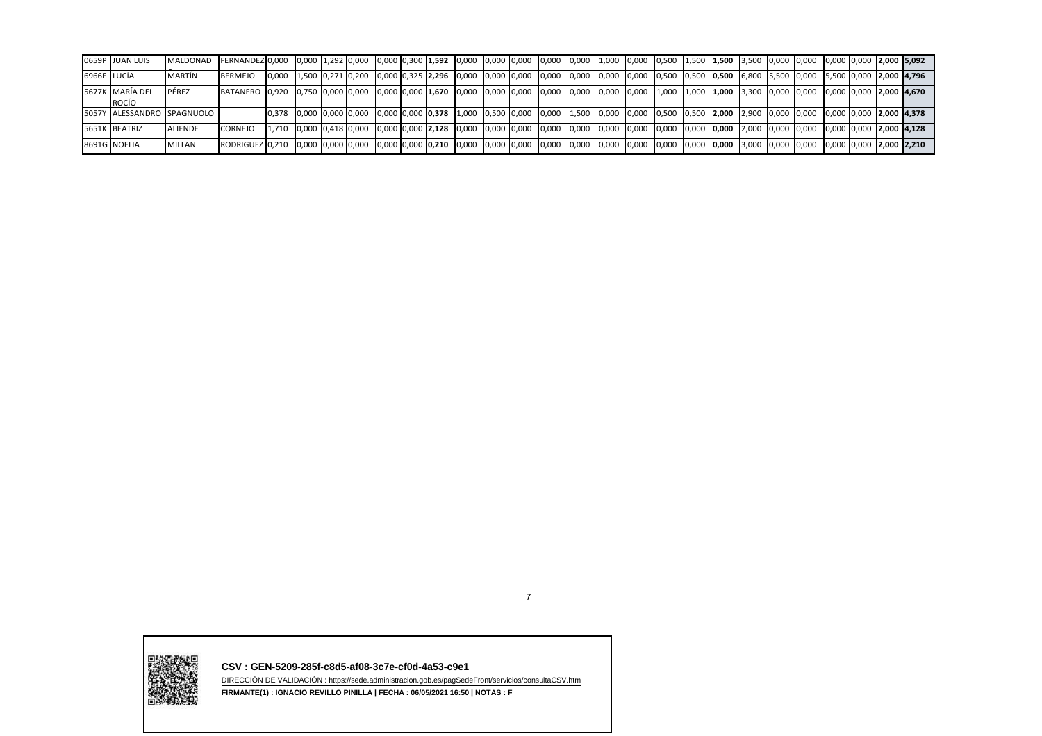| | | | | | | | | | | | | | | | | | | | | | | | | | | | | | | | |
|---|---|---|---|---|---|---|---|---|---|---|---|---|---|---|---|---|---|---|---|---|---|---|---|---|---|---|---|---|---|---|---|
| 0659P | JUAN LUIS | MALDONAD | FERNANDEZ | 0,000 | 0,000 | 1,292 | 0,000 | 0,000 | 0,300 | **1,592** | 0,000 | 0,000 | 0,000 | 0,000 | 0,000 | 1,000 | 0,000 | 0,500 | 1,500 | **1,500** | 3,500 | 0,000 | 0,000 | 0,000 | 0,000 | **2,000** | **5,092** |
| 6966E | LUCÍA | MARTÍN | BERMEJO | 0,000 | 1,500 | 0,271 | 0,200 | 0,000 | 0,325 | **2,296** | 0,000 | 0,000 | 0,000 | 0,000 | 0,000 | 0,000 | 0,000 | 0,500 | 0,500 | **0,500** | 6,800 | 5,500 | 0,000 | 5,500 | 0,000 | **2,000** | **4,796** |
| 5677K | MARÍA DEL ROCÍO | PÉREZ | BATANERO | 0,920 | 0,750 | 0,000 | 0,000 | 0,000 | 0,000 | **1,670** | 0,000 | 0,000 | 0,000 | 0,000 | 0,000 | 0,000 | 0,000 | 1,000 | 1,000 | **1,000** | 3,300 | 0,000 | 0,000 | 0,000 | 0,000 | **2,000** | **4,670** |
| 5057Y | ALESSANDRO | SPAGNUOLO | | 0,378 | 0,000 | 0,000 | 0,000 | 0,000 | 0,000 | **0,378** | 1,000 | 0,500 | 0,000 | 0,000 | 1,500 | 0,000 | 0,000 | 0,500 | 0,500 | **2,000** | 2,900 | 0,000 | 0,000 | 0,000 | 0,000 | **2,000** | **4,378** |
| 5651K | BEATRIZ | ALIENDE | CORNEJO | 1,710 | 0,000 | 0,418 | 0,000 | 0,000 | 0,000 | **2,128** | 0,000 | 0,000 | 0,000 | 0,000 | 0,000 | 0,000 | 0,000 | 0,000 | 0,000 | **0,000** | 2,000 | 0,000 | 0,000 | 0,000 | 0,000 | **2,000** | **4,128** |
| 8691G | NOELIA | MILLAN | RODRIGUEZ | 0,210 | 0,000 | 0,000 | 0,000 | 0,000 | 0,000 | **0,210** | 0,000 | 0,000 | 0,000 | 0,000 | 0,000 | 0,000 | 0,000 | 0,000 | 0,000 | **0,000** | 3,000 | 0,000 | 0,000 | 0,000 | 0,000 | **2,000** | **2,210** |

**CSV : GEN-5209-285f-c8d5-af08-3c7e-cf0d-4a53-c9e1**

DIRECCIÓN DE VALIDACIÓN : https://sede.administracion.gob.es/pagSedeFront/servicios/consultaCSV.htm

**FIRMANTE(1) : IGNACIO REVILLO PINILLA | FECHA : 06/05/2021 16:50 | NOTAS : F**